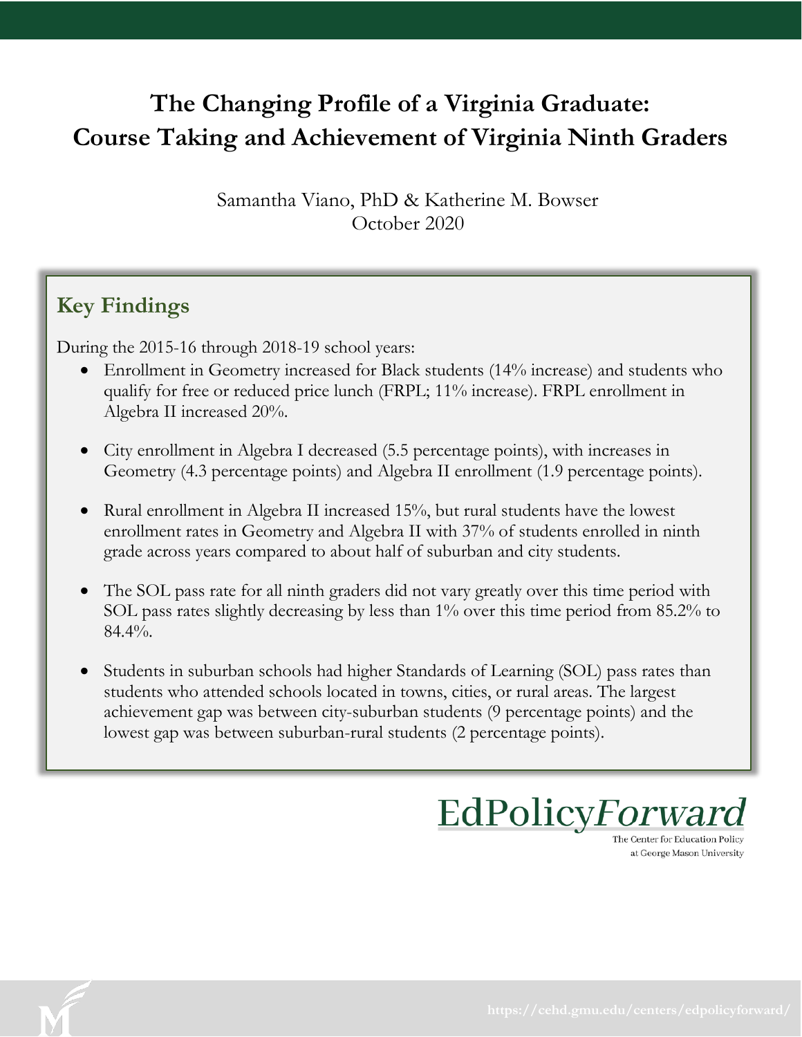# The Changing Profile of a Virginia Graduate: Course Taking and Achievement of Virginia Ninth Graders

Samantha Viano, PhD & Katherine M. Bowser
October 2020

## Key Findings

During the 2015-16 through 2018-19 school years:

- Enrollment in Geometry increased for Black students (14% increase) and students who qualify for free or reduced price lunch (FRPL; 11% increase). FRPL enrollment in Algebra II increased 20%.
- City enrollment in Algebra I decreased (5.5 percentage points), with increases in Geometry (4.3 percentage points) and Algebra II enrollment (1.9 percentage points).
- Rural enrollment in Algebra II increased 15%, but rural students have the lowest enrollment rates in Geometry and Algebra II with 37% of students enrolled in ninth grade across years compared to about half of suburban and city students.
- The SOL pass rate for all ninth graders did not vary greatly over this time period with SOL pass rates slightly decreasing by less than 1% over this time period from 85.2% to 84.4%.
- Students in suburban schools had higher Standards of Learning (SOL) pass rates than students who attended schools located in towns, cities, or rural areas. The largest achievement gap was between city-suburban students (9 percentage points) and the lowest gap was between suburban-rural students (2 percentage points).

EdPolicy*Forward*
The Center for Education Policy at George Mason University

https://cehd.gmu.edu/centers/edpolicyforward/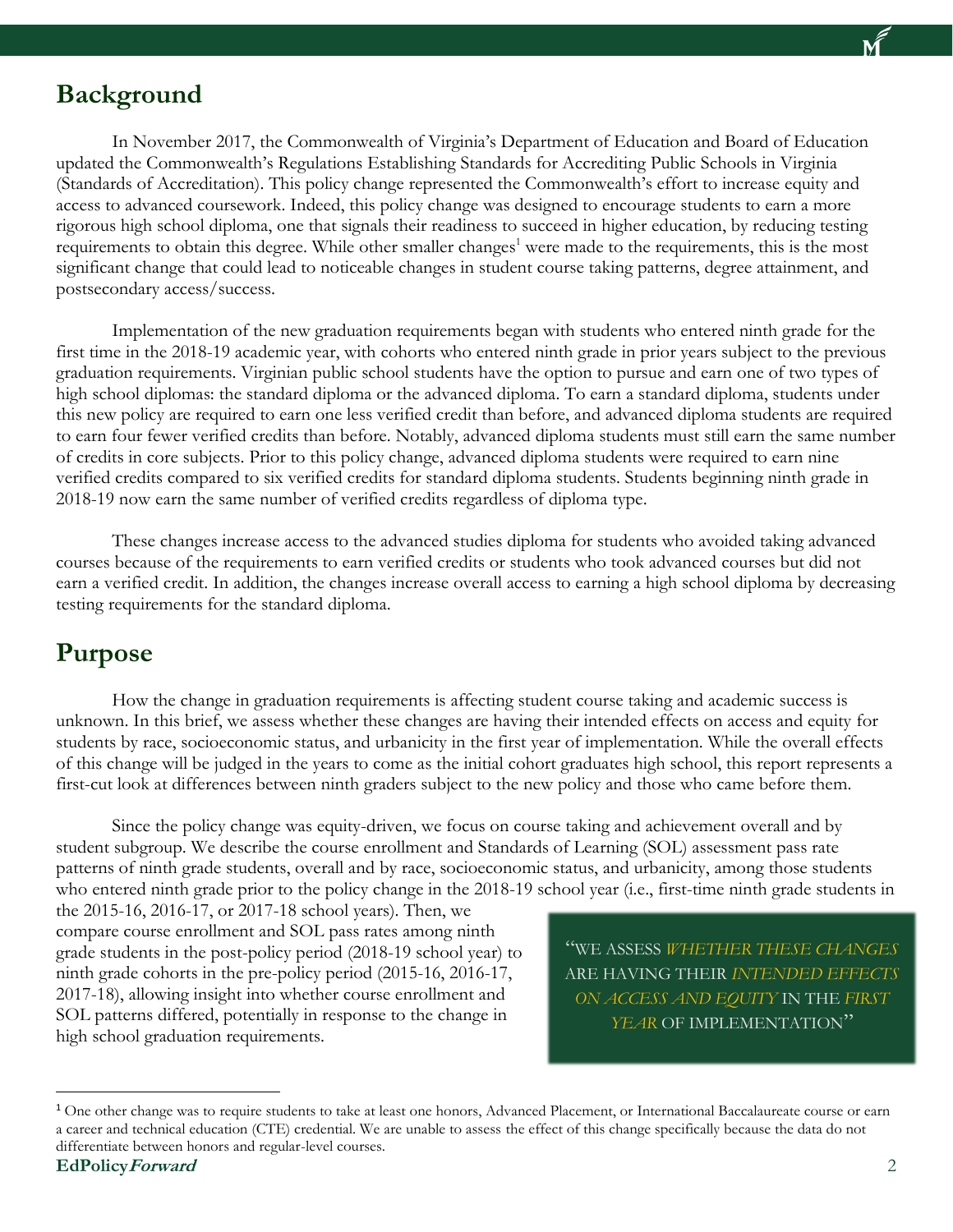## Background

In November 2017, the Commonwealth of Virginia's Department of Education and Board of Education updated the Commonwealth's Regulations Establishing Standards for Accrediting Public Schools in Virginia (Standards of Accreditation). This policy change represented the Commonwealth's effort to increase equity and access to advanced coursework. Indeed, this policy change was designed to encourage students to earn a more rigorous high school diploma, one that signals their readiness to succeed in higher education, by reducing testing requirements to obtain this degree. While other smaller changes[1] were made to the requirements, this is the most significant change that could lead to noticeable changes in student course taking patterns, degree attainment, and postsecondary access/success.

Implementation of the new graduation requirements began with students who entered ninth grade for the first time in the 2018-19 academic year, with cohorts who entered ninth grade in prior years subject to the previous graduation requirements. Virginian public school students have the option to pursue and earn one of two types of high school diplomas: the standard diploma or the advanced diploma. To earn a standard diploma, students under this new policy are required to earn one less verified credit than before, and advanced diploma students are required to earn four fewer verified credits than before. Notably, advanced diploma students must still earn the same number of credits in core subjects. Prior to this policy change, advanced diploma students were required to earn nine verified credits compared to six verified credits for standard diploma students. Students beginning ninth grade in 2018-19 now earn the same number of verified credits regardless of diploma type.

These changes increase access to the advanced studies diploma for students who avoided taking advanced courses because of the requirements to earn verified credits or students who took advanced courses but did not earn a verified credit. In addition, the changes increase overall access to earning a high school diploma by decreasing testing requirements for the standard diploma.

## Purpose

How the change in graduation requirements is affecting student course taking and academic success is unknown. In this brief, we assess whether these changes are having their intended effects on access and equity for students by race, socioeconomic status, and urbanicity in the first year of implementation. While the overall effects of this change will be judged in the years to come as the initial cohort graduates high school, this report represents a first-cut look at differences between ninth graders subject to the new policy and those who came before them.

Since the policy change was equity-driven, we focus on course taking and achievement overall and by student subgroup. We describe the course enrollment and Standards of Learning (SOL) assessment pass rate patterns of ninth grade students, overall and by race, socioeconomic status, and urbanicity, among those students who entered ninth grade prior to the policy change in the 2018-19 school year (i.e., first-time ninth grade students in the 2015-16, 2016-17, or 2017-18 school years). Then, we compare course enrollment and SOL pass rates among ninth grade students in the post-policy period (2018-19 school year) to ninth grade cohorts in the pre-policy period (2015-16, 2016-17, 2017-18), allowing insight into whether course enrollment and SOL patterns differed, potentially in response to the change in high school graduation requirements.

> "WE ASSESS *WHETHER THESE CHANGES* ARE HAVING THEIR *INTENDED EFFECTS ON ACCESS AND EQUITY* IN THE *FIRST YEAR* OF IMPLEMENTATION"

---

[1] One other change was to require students to take at least one honors, Advanced Placement, or International Baccalaureate course or earn a career and technical education (CTE) credential. We are unable to assess the effect of this change specifically because the data do not differentiate between honors and regular-level courses.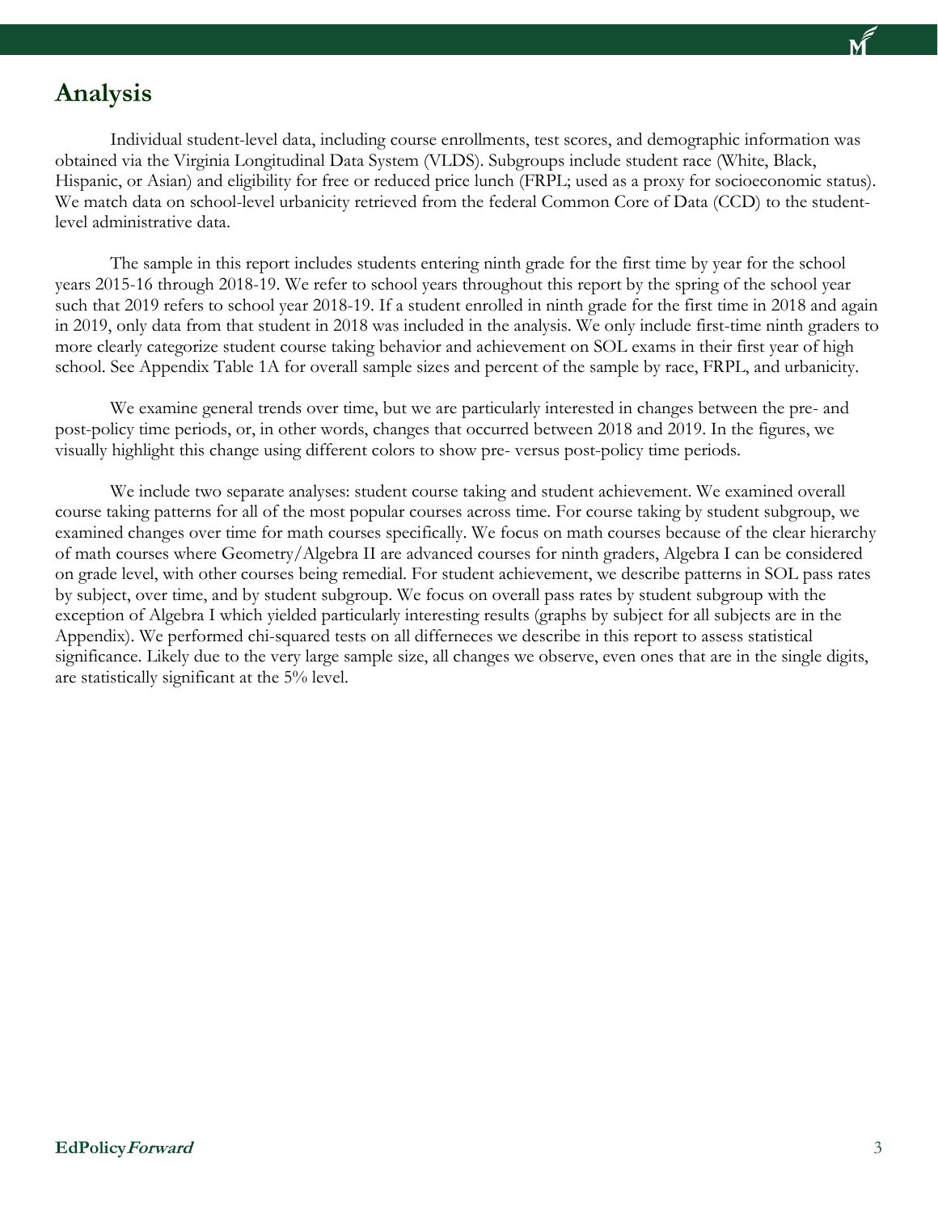## Analysis

Individual student-level data, including course enrollments, test scores, and demographic information was obtained via the Virginia Longitudinal Data System (VLDS). Subgroups include student race (White, Black, Hispanic, or Asian) and eligibility for free or reduced price lunch (FRPL; used as a proxy for socioeconomic status). We match data on school-level urbanicity retrieved from the federal Common Core of Data (CCD) to the student-level administrative data.

The sample in this report includes students entering ninth grade for the first time by year for the school years 2015-16 through 2018-19. We refer to school years throughout this report by the spring of the school year such that 2019 refers to school year 2018-19. If a student enrolled in ninth grade for the first time in 2018 and again in 2019, only data from that student in 2018 was included in the analysis. We only include first-time ninth graders to more clearly categorize student course taking behavior and achievement on SOL exams in their first year of high school. See Appendix Table 1A for overall sample sizes and percent of the sample by race, FRPL, and urbanicity.

We examine general trends over time, but we are particularly interested in changes between the pre- and post-policy time periods, or, in other words, changes that occurred between 2018 and 2019. In the figures, we visually highlight this change using different colors to show pre- versus post-policy time periods.

We include two separate analyses: student course taking and student achievement. We examined overall course taking patterns for all of the most popular courses across time. For course taking by student subgroup, we examined changes over time for math courses specifically. We focus on math courses because of the clear hierarchy of math courses where Geometry/Algebra II are advanced courses for ninth graders, Algebra I can be considered on grade level, with other courses being remedial. For student achievement, we describe patterns in SOL pass rates by subject, over time, and by student subgroup. We focus on overall pass rates by student subgroup with the exception of Algebra I which yielded particularly interesting results (graphs by subject for all subjects are in the Appendix). We performed chi-squared tests on all differneces we describe in this report to assess statistical significance. Likely due to the very large sample size, all changes we observe, even ones that are in the single digits, are statistically significant at the 5% level.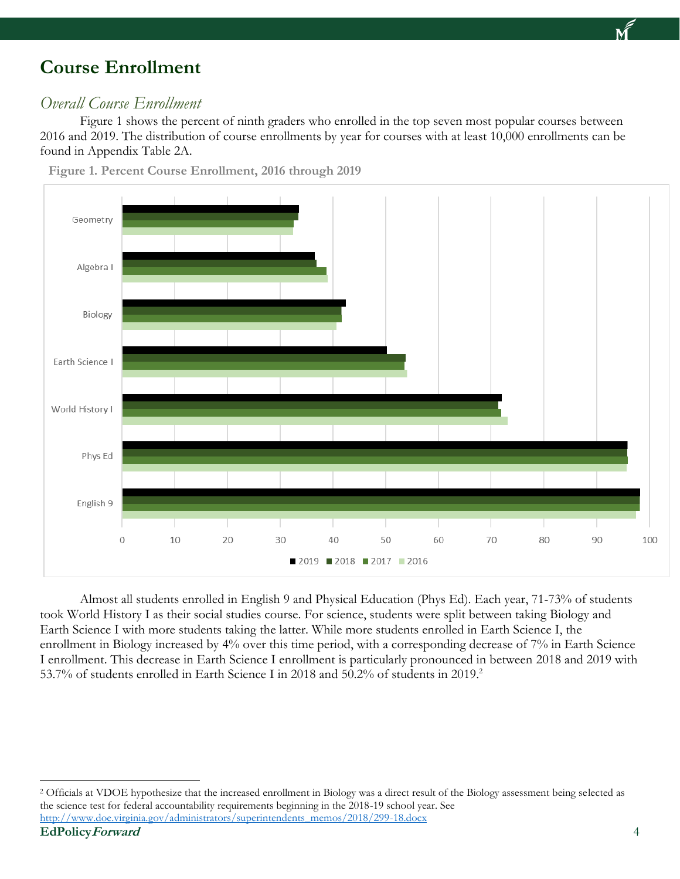# Course Enrollment

## *Overall Course Enrollment*

Figure 1 shows the percent of ninth graders who enrolled in the top seven most popular courses between 2016 and 2019. The distribution of course enrollments by year for courses with at least 10,000 enrollments can be found in Appendix Table 2A.

**Figure 1. Percent Course Enrollment, 2016 through 2019**

Almost all students enrolled in English 9 and Physical Education (Phys Ed). Each year, 71-73% of students took World History I as their social studies course. For science, students were split between taking Biology and Earth Science I with more students taking the latter. While more students enrolled in Earth Science I, the enrollment in Biology increased by 4% over this time period, with a corresponding decrease of 7% in Earth Science I enrollment. This decrease in Earth Science I enrollment is particularly pronounced in between 2018 and 2019 with 53.7% of students enrolled in Earth Science I in 2018 and 50.2% of students in 2019.[2]

---

[2] Officials at VDOE hypothesize that the increased enrollment in Biology was a direct result of the Biology assessment being selected as the science test for federal accountability requirements beginning in the 2018-19 school year. See http://www.doe.virginia.gov/administrators/superintendents_memos/2018/299-18.docx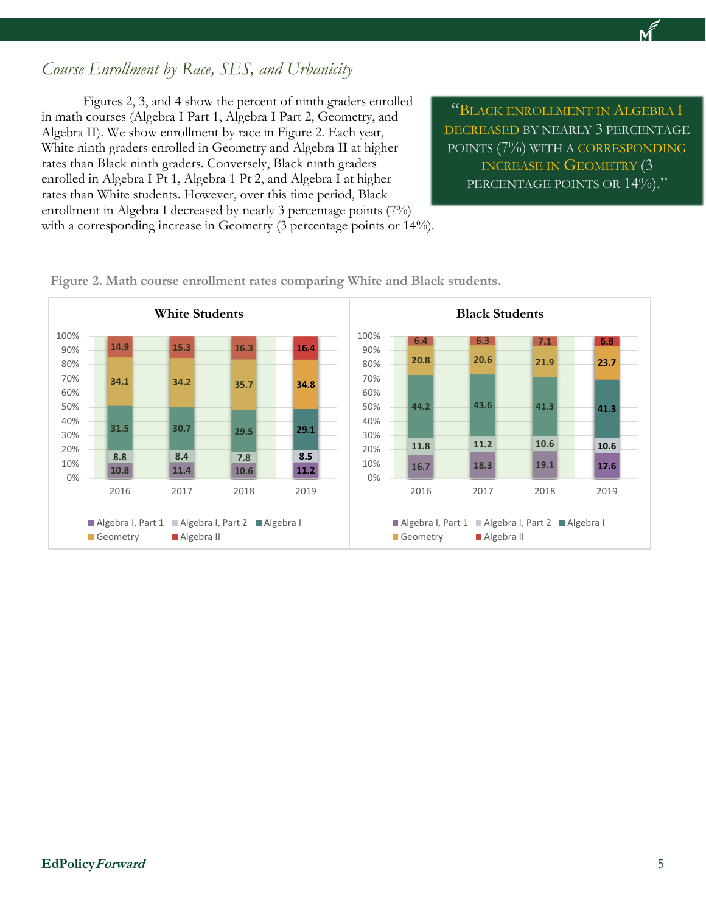## *Course Enrollment by Race, SES, and Urbanicity*

Figures 2, 3, and 4 show the percent of ninth graders enrolled in math courses (Algebra I Part 1, Algebra I Part 2, Geometry, and Algebra II). We show enrollment by race in Figure 2. Each year, White ninth graders enrolled in Geometry and Algebra II at higher rates than Black ninth graders. Conversely, Black ninth graders enrolled in Algebra I Pt 1, Algebra 1 Pt 2, and Algebra I at higher rates than White students. However, over this time period, Black enrollment in Algebra I decreased by nearly 3 percentage points (7%) with a corresponding increase in Geometry (3 percentage points or 14%).

> "Black enrollment in Algebra I decreased by nearly 3 percentage points (7%) with a corresponding increase in Geometry (3 percentage points or 14%)."

**Figure 2. Math course enrollment rates comparing White and Black students.**

**White Students**

| Course | 2016 | 2017 | 2018 | 2019 |
|---|---|---|---|---|
| Algebra I, Part 1 | 10.8 | 11.4 | 10.6 | 11.2 |
| Algebra I, Part 2 | 8.8 | 8.4 | 7.8 | 8.5 |
| Algebra I | 31.5 | 30.7 | 29.5 | 29.1 |
| Geometry | 34.1 | 34.2 | 35.7 | 34.8 |
| Algebra II | 14.9 | 15.3 | 16.3 | 16.4 |

**Black Students**

| Course | 2016 | 2017 | 2018 | 2019 |
|---|---|---|---|---|
| Algebra I, Part 1 | 16.7 | 18.3 | 19.1 | 17.6 |
| Algebra I, Part 2 | 11.8 | 11.2 | 10.6 | 10.6 |
| Algebra I | 44.2 | 43.6 | 41.3 | 41.3 |
| Geometry | 20.8 | 20.6 | 21.9 | 23.7 |
| Algebra II | 6.4 | 6.3 | 7.1 | 6.8 |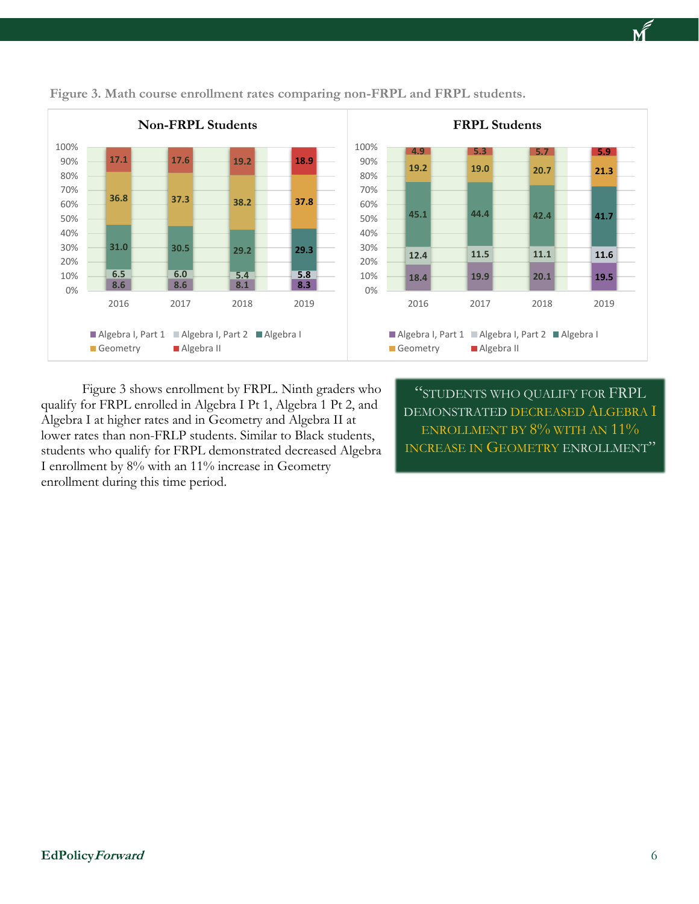Figure 3. Math course enrollment rates comparing non-FRPL and FRPL students.

**Non-FRPL Students**

| Year | Algebra I, Part 1 | Algebra I, Part 2 | Algebra I | Geometry | Algebra II |
|---|---|---|---|---|---|
| 2016 | 8.6 | 6.5 | 31.0 | 36.8 | 17.1 |
| 2017 | 8.6 | 6.0 | 30.5 | 37.3 | 17.6 |
| 2018 | 8.1 | 5.4 | 29.2 | 38.2 | 19.2 |
| 2019 | 8.3 | 5.8 | 29.3 | 37.8 | 18.9 |

**FRPL Students**

| Year | Algebra I, Part 1 | Algebra I, Part 2 | Algebra I | Geometry | Algebra II |
|---|---|---|---|---|---|
| 2016 | 18.4 | 12.4 | 45.1 | 19.2 | 4.9 |
| 2017 | 19.9 | 11.5 | 44.4 | 19.0 | 5.3 |
| 2018 | 20.1 | 11.1 | 42.4 | 20.7 | 5.7 |
| 2019 | 19.5 | 11.6 | 41.7 | 21.3 | 5.9 |

Figure 3 shows enrollment by FRPL. Ninth graders who qualify for FRPL enrolled in Algebra I Pt 1, Algebra 1 Pt 2, and Algebra I at higher rates and in Geometry and Algebra II at lower rates than non-FRLP students. Similar to Black students, students who qualify for FRPL demonstrated decreased Algebra I enrollment by 8% with an 11% increase in Geometry enrollment during this time period.

> "Students who qualify for FRPL demonstrated decreased Algebra I enrollment by 8% with an 11% increase in Geometry enrollment"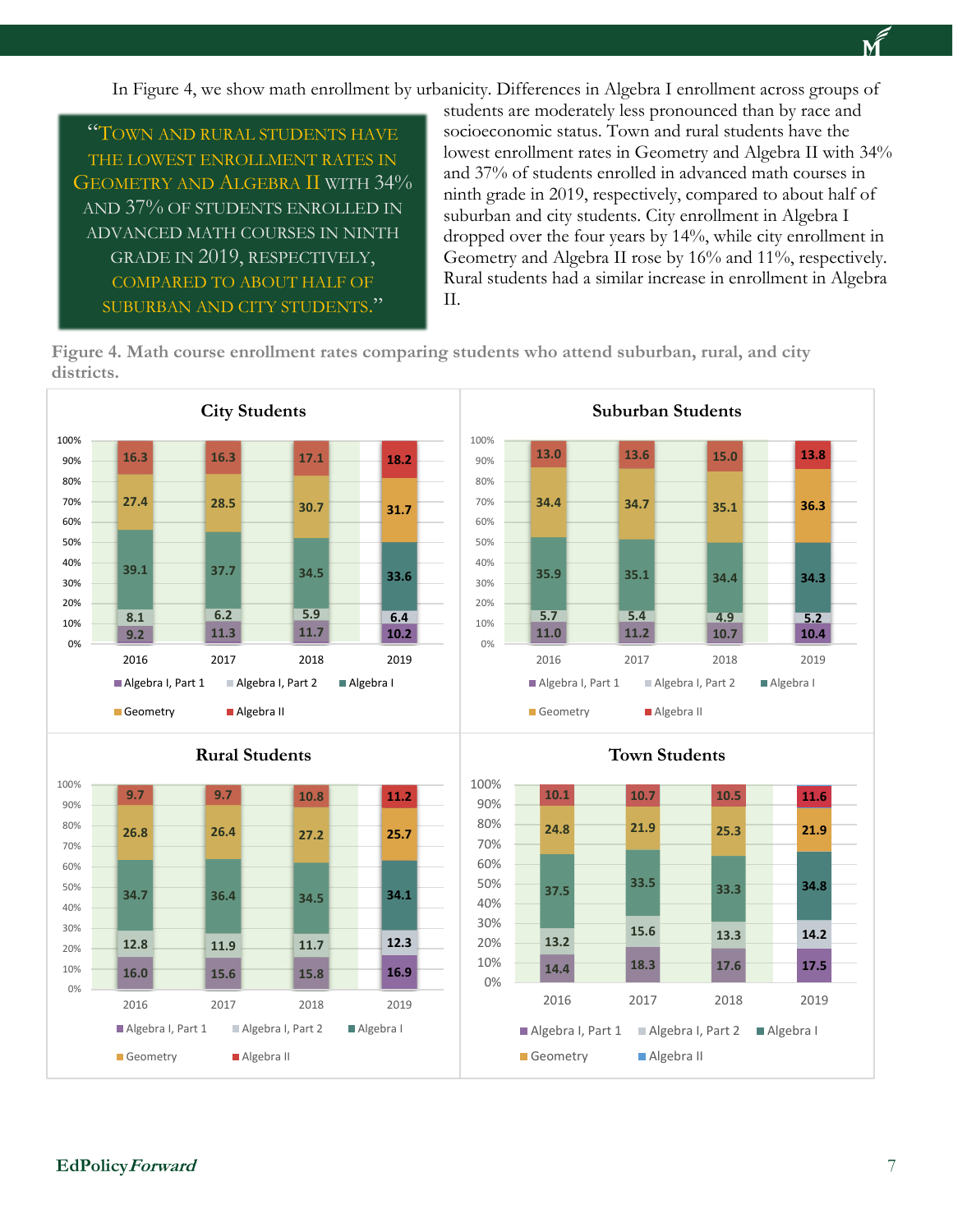In Figure 4, we show math enrollment by urbanicity. Differences in Algebra I enrollment across groups of students are moderately less pronounced than by race and socioeconomic status. Town and rural students have the lowest enrollment rates in Geometry and Algebra II with 34% and 37% of students enrolled in advanced math courses in ninth grade in 2019, respectively, compared to about half of suburban and city students. City enrollment in Algebra I dropped over the four years by 14%, while city enrollment in Geometry and Algebra II rose by 16% and 11%, respectively. Rural students had a similar increase in enrollment in Algebra II.

> "Town and rural students have the lowest enrollment rates in Geometry and Algebra II with 34% and 37% of students enrolled in advanced math courses in ninth grade in 2019, respectively, compared to about half of suburban and city students."

**Figure 4. Math course enrollment rates comparing students who attend suburban, rural, and city districts.**

**City Students**

| | 2016 | 2017 | 2018 | 2019 |
|---|---|---|---|---|
| Algebra I, Part 1 | 9.2 | 11.3 | 11.7 | 10.2 |
| Algebra I, Part 2 | 8.1 | 6.2 | 5.9 | 6.4 |
| Algebra I | 39.1 | 37.7 | 34.5 | 33.6 |
| Geometry | 27.4 | 28.5 | 30.7 | 31.7 |
| Algebra II | 16.3 | 16.3 | 17.1 | 18.2 |

**Suburban Students**

| | 2016 | 2017 | 2018 | 2019 |
|---|---|---|---|---|
| Algebra I, Part 1 | 11.0 | 11.2 | 10.7 | 10.4 |
| Algebra I, Part 2 | 5.7 | 5.4 | 4.9 | 5.2 |
| Algebra I | 35.9 | 35.1 | 34.4 | 34.3 |
| Geometry | 34.4 | 34.7 | 35.1 | 36.3 |
| Algebra II | 13.0 | 13.6 | 15.0 | 13.8 |

**Rural Students**

| | 2016 | 2017 | 2018 | 2019 |
|---|---|---|---|---|
| Algebra I, Part 1 | 16.0 | 15.6 | 15.8 | 16.9 |
| Algebra I, Part 2 | 12.8 | 11.9 | 11.7 | 12.3 |
| Algebra I | 34.7 | 36.4 | 34.5 | 34.1 |
| Geometry | 26.8 | 26.4 | 27.2 | 25.7 |
| Algebra II | 9.7 | 9.7 | 10.8 | 11.2 |

**Town Students**

| | 2016 | 2017 | 2018 | 2019 |
|---|---|---|---|---|
| Algebra I, Part 1 | 14.4 | 18.3 | 17.6 | 17.5 |
| Algebra I, Part 2 | 13.2 | 15.6 | 13.3 | 14.2 |
| Algebra I | 37.5 | 33.5 | 33.3 | 34.8 |
| Geometry | 24.8 | 21.9 | 25.3 | 21.9 |
| Algebra II | 10.1 | 10.7 | 10.5 | 11.6 |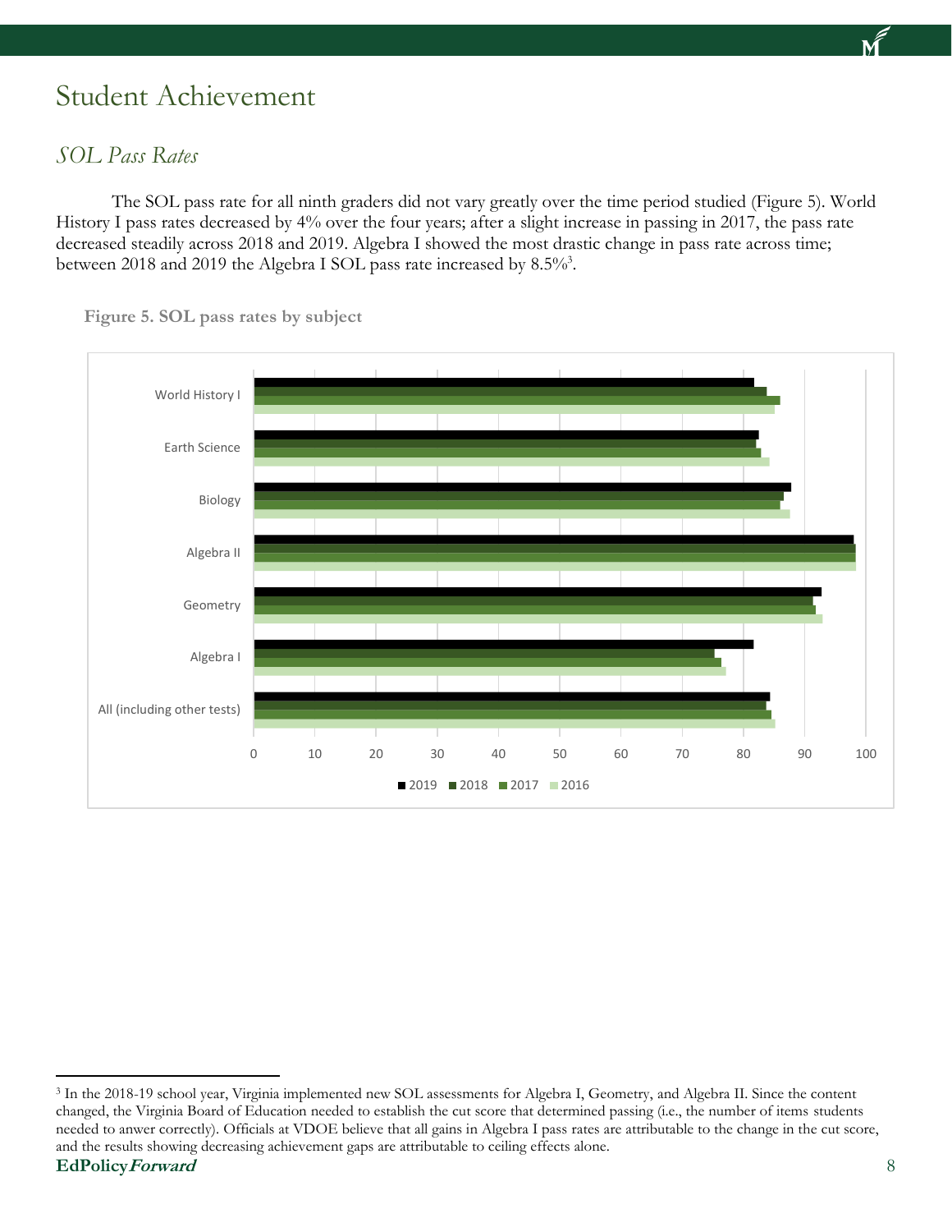# Student Achievement

## *SOL Pass Rates*

The SOL pass rate for all ninth graders did not vary greatly over the time period studied (Figure 5). World History I pass rates decreased by 4% over the four years; after a slight increase in passing in 2017, the pass rate decreased steadily across 2018 and 2019. Algebra I showed the most drastic change in pass rate across time; between 2018 and 2019 the Algebra I SOL pass rate increased by 8.5%[3].

**Figure 5. SOL pass rates by subject**

---

[3] In the 2018-19 school year, Virginia implemented new SOL assessments for Algebra I, Geometry, and Algebra II. Since the content changed, the Virginia Board of Education needed to establish the cut score that determined passing (i.e., the number of items students needed to anwer correctly). Officials at VDOE believe that all gains in Algebra I pass rates are attributable to the change in the cut score, and the results showing decreasing achievement gaps are attributable to ceiling effects alone.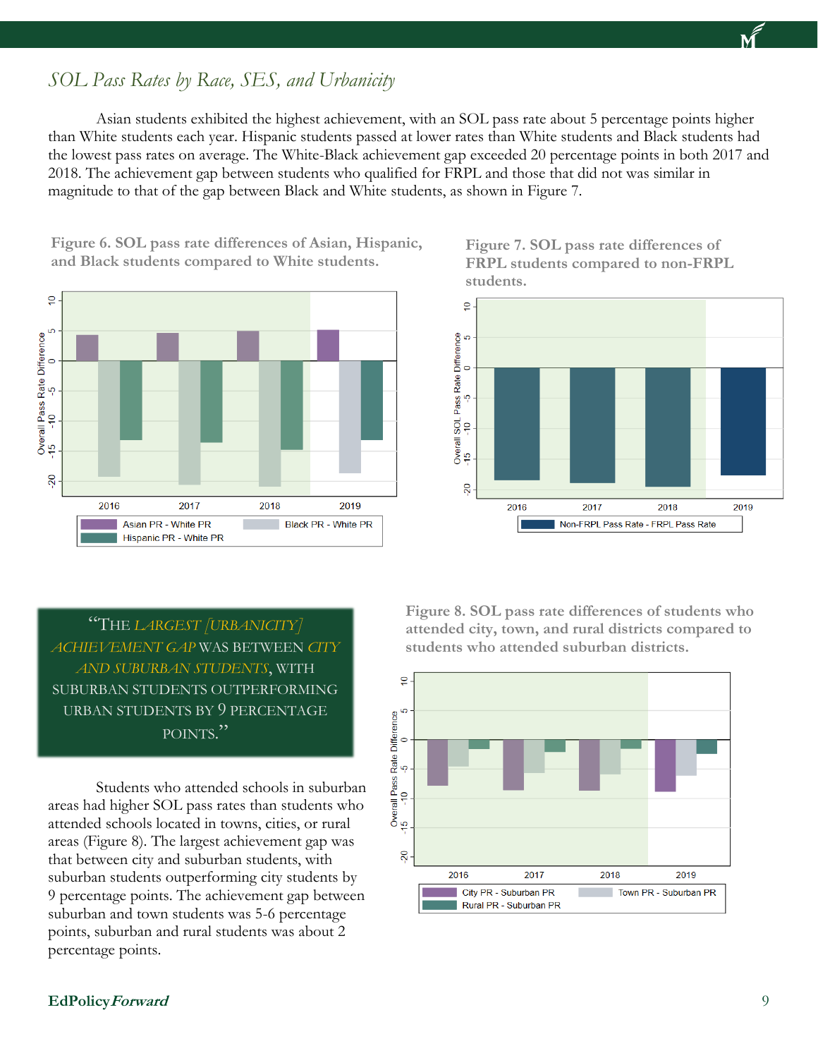## *SOL Pass Rates by Race, SES, and Urbanicity*

Asian students exhibited the highest achievement, with an SOL pass rate about 5 percentage points higher than White students each year. Hispanic students passed at lower rates than White students and Black students had the lowest pass rates on average. The White-Black achievement gap exceeded 20 percentage points in both 2017 and 2018. The achievement gap between students who qualified for FRPL and those that did not was similar in magnitude to that of the gap between Black and White students, as shown in Figure 7.

**Figure 6. SOL pass rate differences of Asian, Hispanic, and Black students compared to White students.**

**Figure 7. SOL pass rate differences of FRPL students compared to non-FRPL students.**

> "THE *LARGEST [URBANICITY] ACHIEVEMENT GAP* WAS BETWEEN *CITY AND SUBURBAN STUDENTS*, WITH SUBURBAN STUDENTS OUTPERFORMING URBAN STUDENTS BY 9 PERCENTAGE POINTS."

Students who attended schools in suburban areas had higher SOL pass rates than students who attended schools located in towns, cities, or rural areas (Figure 8). The largest achievement gap was that between city and suburban students, with suburban students outperforming city students by 9 percentage points. The achievement gap between suburban and town students was 5-6 percentage points, suburban and rural students was about 2 percentage points.

**Figure 8. SOL pass rate differences of students who attended city, town, and rural districts compared to students who attended suburban districts.**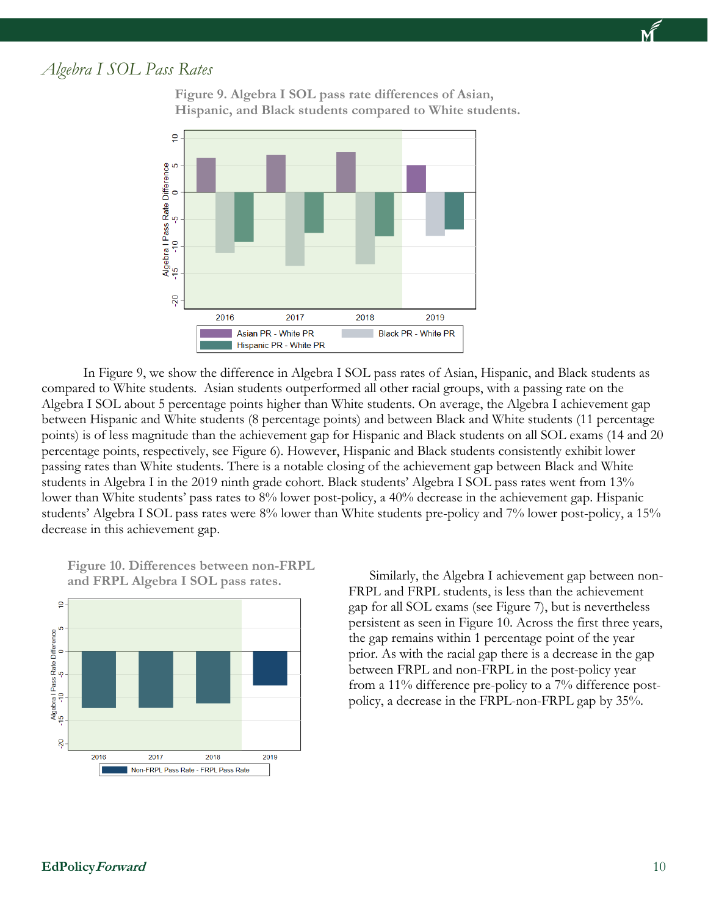## *Algebra I SOL Pass Rates*

**Figure 9. Algebra I SOL pass rate differences of Asian, Hispanic, and Black students compared to White students.**

In Figure 9, we show the difference in Algebra I SOL pass rates of Asian, Hispanic, and Black students as compared to White students. Asian students outperformed all other racial groups, with a passing rate on the Algebra I SOL about 5 percentage points higher than White students. On average, the Algebra I achievement gap between Hispanic and White students (8 percentage points) and between Black and White students (11 percentage points) is of less magnitude than the achievement gap for Hispanic and Black students on all SOL exams (14 and 20 percentage points, respectively, see Figure 6). However, Hispanic and Black students consistently exhibit lower passing rates than White students. There is a notable closing of the achievement gap between Black and White students in Algebra I in the 2019 ninth grade cohort. Black students' Algebra I SOL pass rates went from 13% lower than White students' pass rates to 8% lower post-policy, a 40% decrease in the achievement gap. Hispanic students' Algebra I SOL pass rates were 8% lower than White students pre-policy and 7% lower post-policy, a 15% decrease in this achievement gap.

**Figure 10. Differences between non-FRPL and FRPL Algebra I SOL pass rates.**

Similarly, the Algebra I achievement gap between non-FRPL and FRPL students, is less than the achievement gap for all SOL exams (see Figure 7), but is nevertheless persistent as seen in Figure 10. Across the first three years, the gap remains within 1 percentage point of the year prior. As with the racial gap there is a decrease in the gap between FRPL and non-FRPL in the post-policy year from a 11% difference pre-policy to a 7% difference post-policy, a decrease in the FRPL-non-FRPL gap by 35%.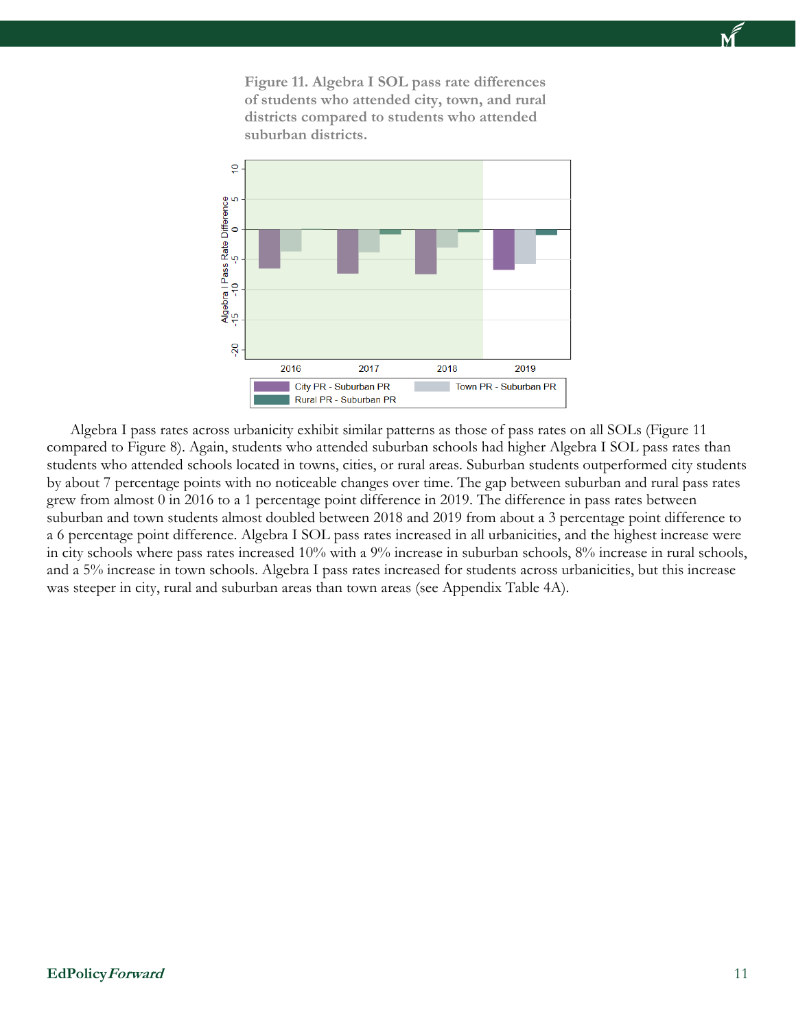**Figure 11. Algebra I SOL pass rate differences of students who attended city, town, and rural districts compared to students who attended suburban districts.**

Algebra I pass rates across urbanicity exhibit similar patterns as those of pass rates on all SOLs (Figure 11 compared to Figure 8). Again, students who attended suburban schools had higher Algebra I SOL pass rates than students who attended schools located in towns, cities, or rural areas. Suburban students outperformed city students by about 7 percentage points with no noticeable changes over time. The gap between suburban and rural pass rates grew from almost 0 in 2016 to a 1 percentage point difference in 2019. The difference in pass rates between suburban and town students almost doubled between 2018 and 2019 from about a 3 percentage point difference to a 6 percentage point difference. Algebra I SOL pass rates increased in all urbanicities, and the highest increase were in city schools where pass rates increased 10% with a 9% increase in suburban schools, 8% increase in rural schools, and a 5% increase in town schools. Algebra I pass rates increased for students across urbanicities, but this increase was steeper in city, rural and suburban areas than town areas (see Appendix Table 4A).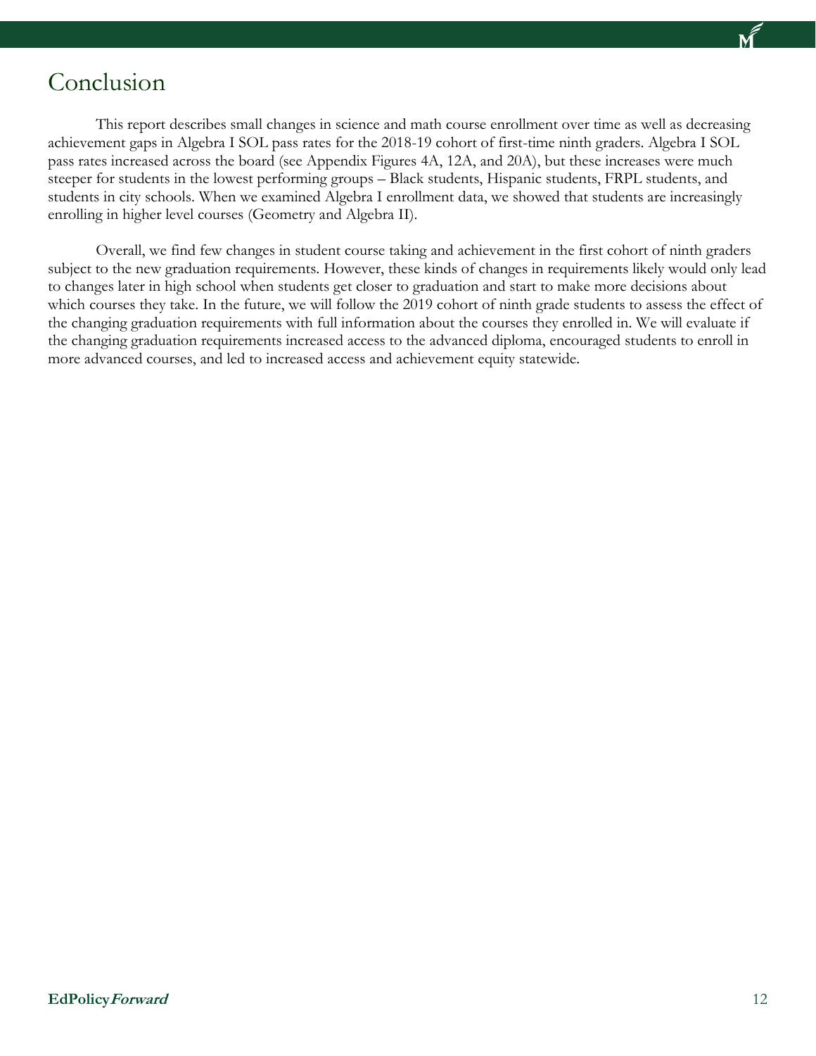# Conclusion

This report describes small changes in science and math course enrollment over time as well as decreasing achievement gaps in Algebra I SOL pass rates for the 2018-19 cohort of first-time ninth graders. Algebra I SOL pass rates increased across the board (see Appendix Figures 4A, 12A, and 20A), but these increases were much steeper for students in the lowest performing groups – Black students, Hispanic students, FRPL students, and students in city schools. When we examined Algebra I enrollment data, we showed that students are increasingly enrolling in higher level courses (Geometry and Algebra II).

Overall, we find few changes in student course taking and achievement in the first cohort of ninth graders subject to the new graduation requirements. However, these kinds of changes in requirements likely would only lead to changes later in high school when students get closer to graduation and start to make more decisions about which courses they take. In the future, we will follow the 2019 cohort of ninth grade students to assess the effect of the changing graduation requirements with full information about the courses they enrolled in. We will evaluate if the changing graduation requirements increased access to the advanced diploma, encouraged students to enroll in more advanced courses, and led to increased access and achievement equity statewide.